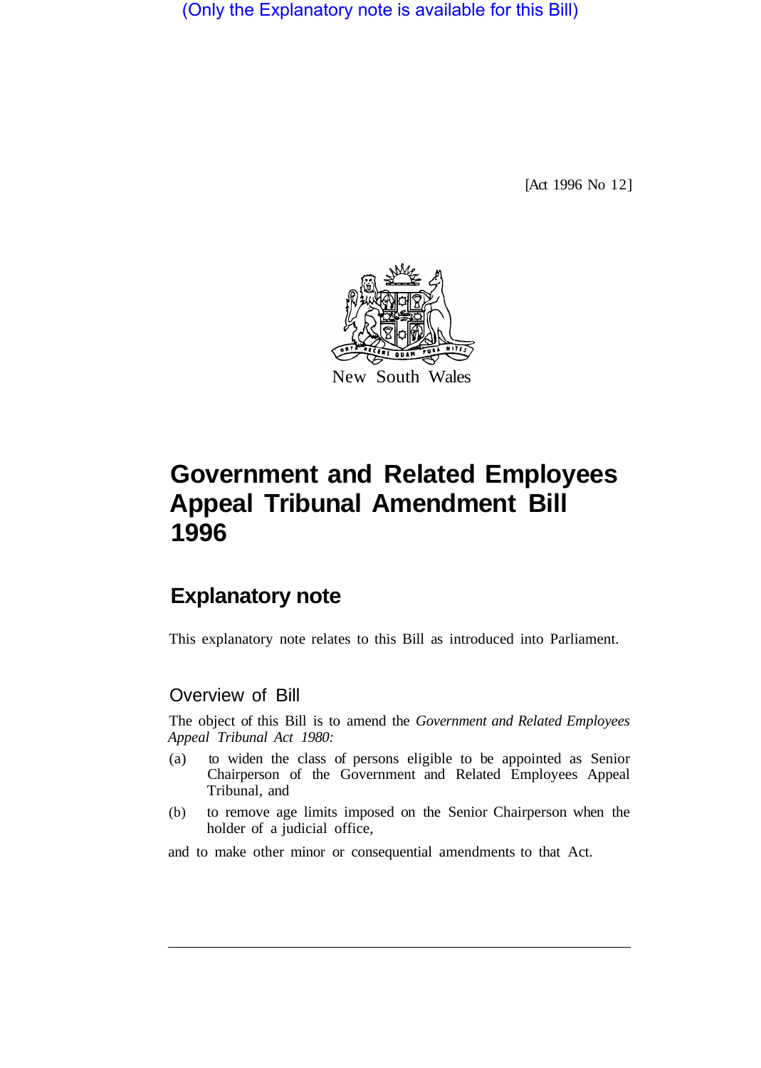(Only the Explanatory note is available for this Bill)

[Act 1996 No 12]

New South Wales

# Government and Related Employees Appeal Tribunal Amendment Bill 1996

## Explanatory note

This explanatory note relates to this Bill as introduced into Parliament.

### Overview of Bill

The object of this Bill is to amend the *Government and Related Employees Appeal Tribunal Act 1980:*

(a) to widen the class of persons eligible to be appointed as Senior Chairperson of the Government and Related Employees Appeal Tribunal, and

(b) to remove age limits imposed on the Senior Chairperson when the holder of a judicial office,

and to make other minor or consequential amendments to that Act.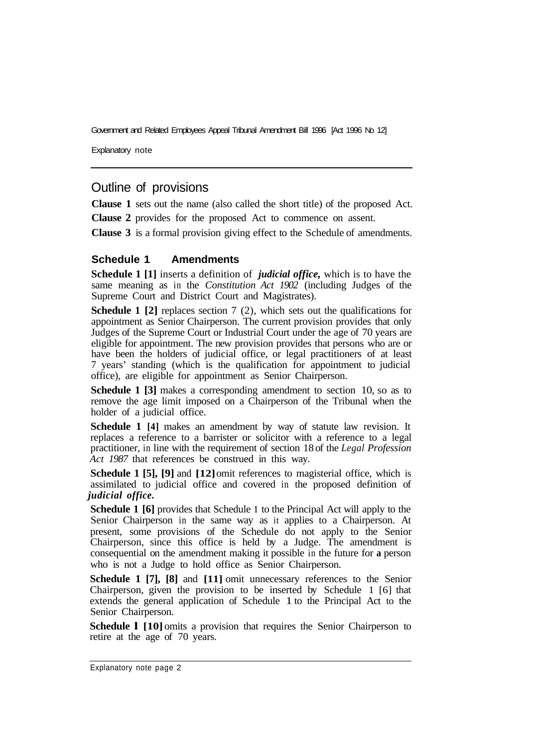## Outline of provisions

**Clause 1** sets out the name (also called the short title) of the proposed Act.

**Clause 2** provides for the proposed Act to commence on assent.

**Clause 3** is a formal provision giving effect to the Schedule of amendments.

### Schedule 1 Amendments

**Schedule 1 [1]** inserts a definition of ***judicial office*,** which is to have the same meaning as in the *Constitution Act 1902* (including Judges of the Supreme Court and District Court and Magistrates).

**Schedule 1 [2]** replaces section 7 (2), which sets out the qualifications for appointment as Senior Chairperson. The current provision provides that only Judges of the Supreme Court or Industrial Court under the age of 70 years are eligible for appointment. The new provision provides that persons who are or have been the holders of judicial office, or legal practitioners of at least 7 years' standing (which is the qualification for appointment to judicial office), are eligible for appointment as Senior Chairperson.

**Schedule 1 [3]** makes a corresponding amendment to section 10, so as to remove the age limit imposed on a Chairperson of the Tribunal when the holder of a judicial office.

**Schedule 1 [4]** makes an amendment by way of statute law revision. It replaces a reference to a barrister or solicitor with a reference to a legal practitioner, in line with the requirement of section 18 of the *Legal Profession Act 1987* that references be construed in this way.

**Schedule 1 [5], [9]** and **[12]** omit references to magisterial office, which is assimilated to judicial office and covered in the proposed definition of ***judicial office*.**

**Schedule 1 [6]** provides that Schedule 1 to the Principal Act will apply to the Senior Chairperson in the same way as it applies to a Chairperson. At present, some provisions of the Schedule do not apply to the Senior Chairperson, since this office is held by a Judge. The amendment is consequential on the amendment making it possible in the future for **a** person who is not a Judge to hold office as Senior Chairperson.

**Schedule 1 [7], [8]** and **[11]** omit unnecessary references to the Senior Chairperson, given the provision to be inserted by Schedule 1 [6] that extends the general application of Schedule 1 to the Principal Act to the Senior Chairperson.

**Schedule 1 [10]** omits a provision that requires the Senior Chairperson to retire at the age of 70 years.